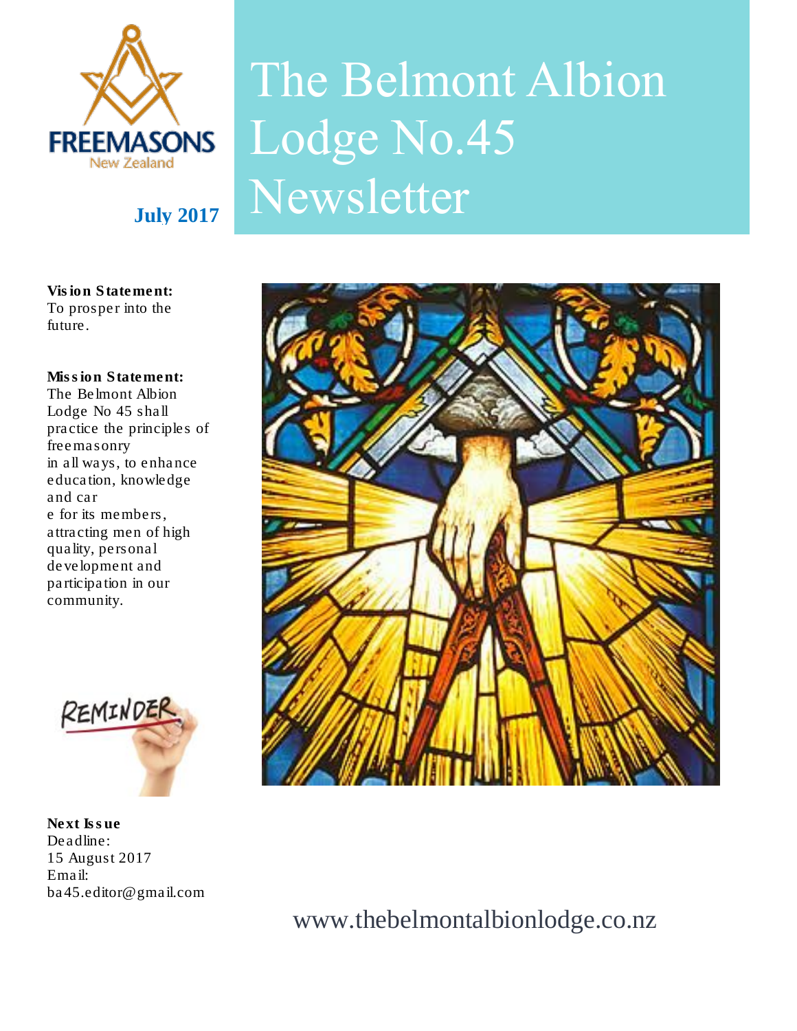FREEMASONS
New Zealand

**July 2017**

# The Belmont Albion Lodge No.45 Newsletter

**Vision Statement:**
To prosper into the future.

**Mission Statement:**
The Belmont Albion Lodge No 45 shall practice the principles of freemasonry in all ways, to enhance education, knowledge and care for its members, attracting men of high quality, personal development and participation in our community.

REMINDER

**Next Issue**
Deadline:
15 August 2017
Email:
ba45.editor@gmail.com

www.thebelmontalbionlodge.co.nz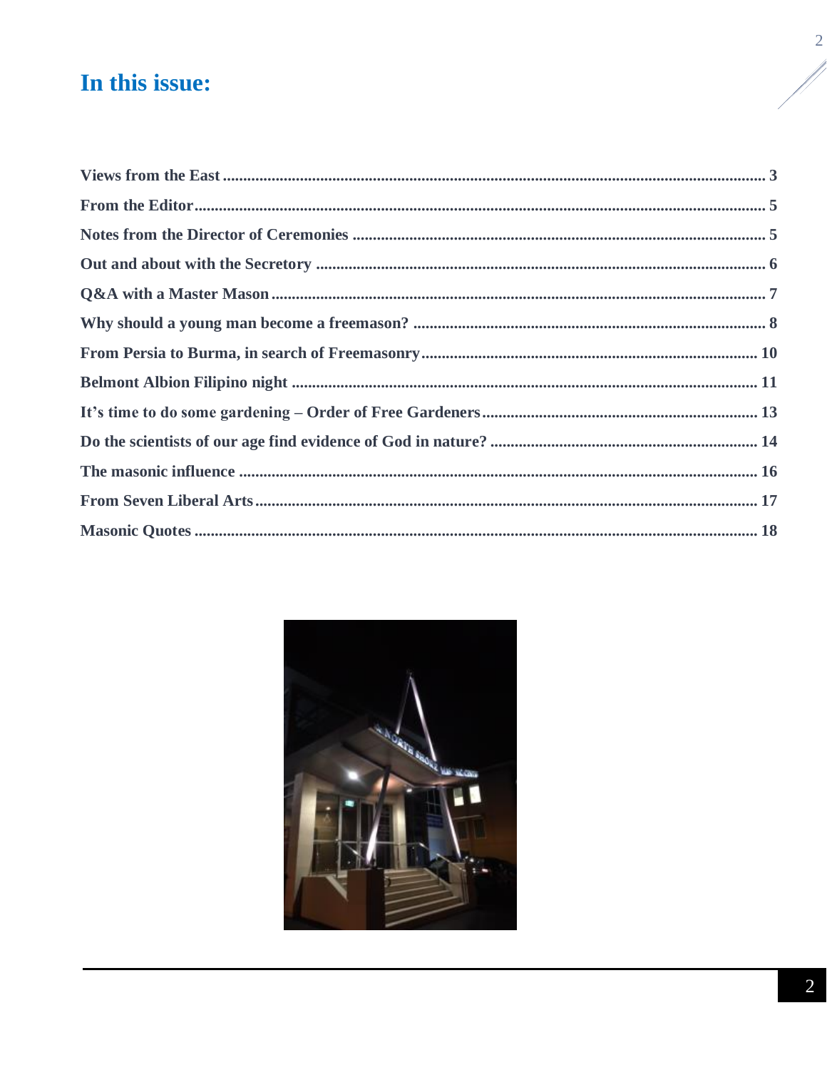# In this issue:

Views from the East ........ 3

From the Editor ........ 5

Notes from the Director of Ceremonies ........ 5

Out and about with the Secretory ........ 6

Q&A with a Master Mason ........ 7

Why should a young man become a freemason? ........ 8

From Persia to Burma, in search of Freemasonry ........ 10

Belmont Albion Filipino night ........ 11

It's time to do some gardening – Order of Free Gardeners ........ 13

Do the scientists of our age find evidence of God in nature? ........ 14

The masonic influence ........ 16

From Seven Liberal Arts ........ 17

Masonic Quotes ........ 18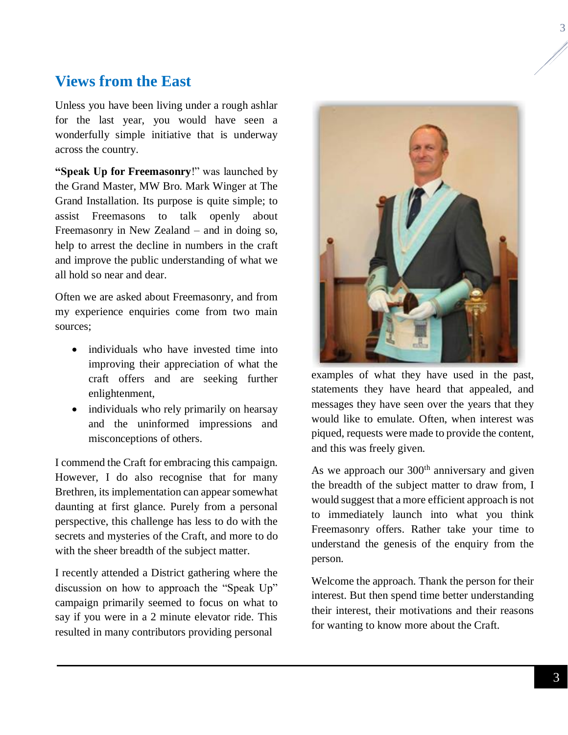## Views from the East

Unless you have been living under a rough ashlar for the last year, you would have seen a wonderfully simple initiative that is underway across the country.

**"Speak Up for Freemasonry**!" was launched by the Grand Master, MW Bro. Mark Winger at The Grand Installation. Its purpose is quite simple; to assist Freemasons to talk openly about Freemasonry in New Zealand – and in doing so, help to arrest the decline in numbers in the craft and improve the public understanding of what we all hold so near and dear.

Often we are asked about Freemasonry, and from my experience enquiries come from two main sources;

- individuals who have invested time into improving their appreciation of what the craft offers and are seeking further enlightenment,
- individuals who rely primarily on hearsay and the uninformed impressions and misconceptions of others.

I commend the Craft for embracing this campaign. However, I do also recognise that for many Brethren, its implementation can appear somewhat daunting at first glance. Purely from a personal perspective, this challenge has less to do with the secrets and mysteries of the Craft, and more to do with the sheer breadth of the subject matter.

I recently attended a District gathering where the discussion on how to approach the "Speak Up" campaign primarily seemed to focus on what to say if you were in a 2 minute elevator ride. This resulted in many contributors providing personal examples of what they have used in the past, statements they have heard that appealed, and messages they have seen over the years that they would like to emulate. Often, when interest was piqued, requests were made to provide the content, and this was freely given.

As we approach our 300th anniversary and given the breadth of the subject matter to draw from, I would suggest that a more efficient approach is not to immediately launch into what you think Freemasonry offers. Rather take your time to understand the genesis of the enquiry from the person.

Welcome the approach. Thank the person for their interest. But then spend time better understanding their interest, their motivations and their reasons for wanting to know more about the Craft.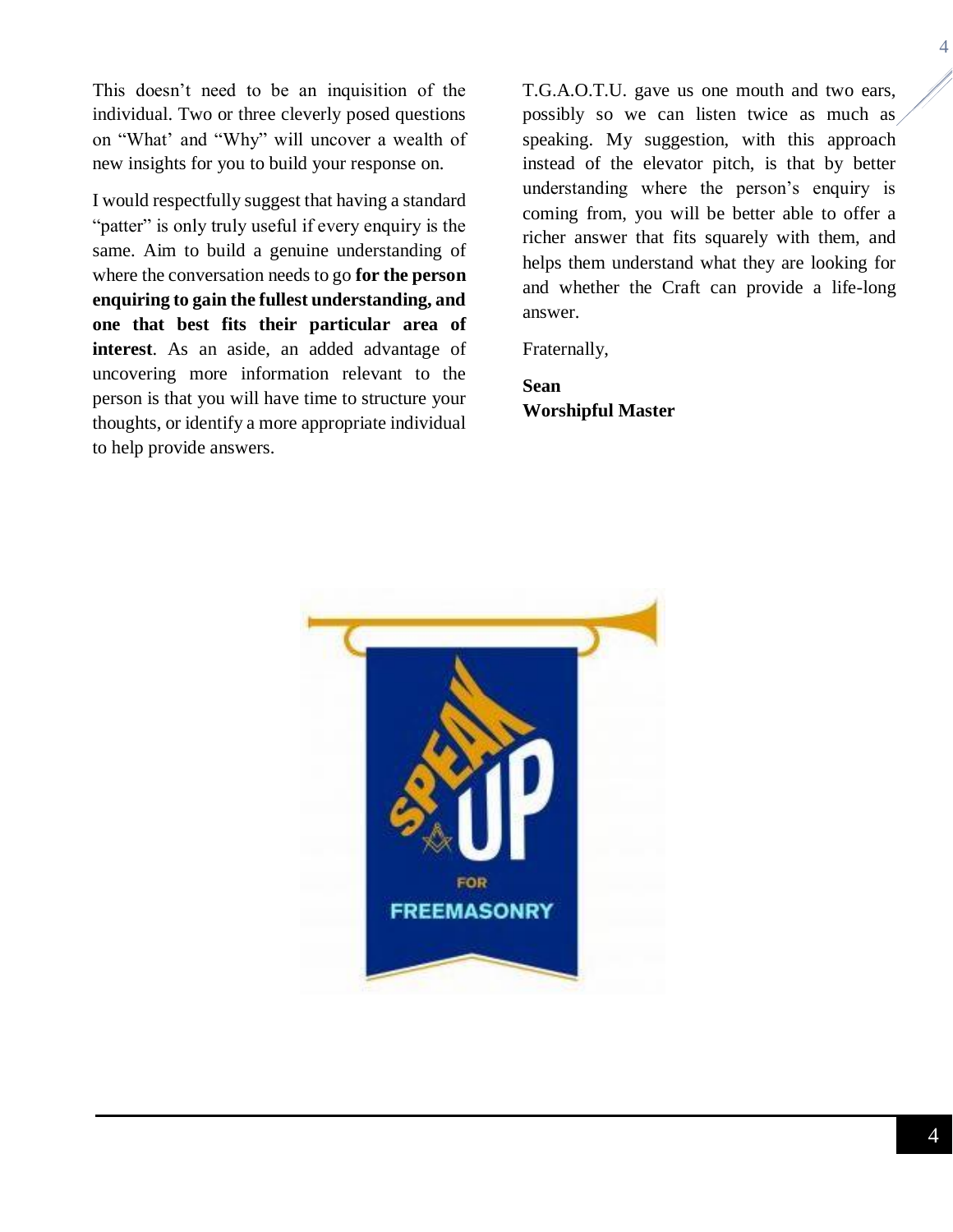This doesn't need to be an inquisition of the individual. Two or three cleverly posed questions on "What' and "Why" will uncover a wealth of new insights for you to build your response on.

I would respectfully suggest that having a standard "patter" is only truly useful if every enquiry is the same. Aim to build a genuine understanding of where the conversation needs to go **for the person enquiring to gain the fullest understanding, and one that best fits their particular area of interest**. As an aside, an added advantage of uncovering more information relevant to the person is that you will have time to structure your thoughts, or identify a more appropriate individual to help provide answers.

T.G.A.O.T.U. gave us one mouth and two ears, possibly so we can listen twice as much as speaking. My suggestion, with this approach instead of the elevator pitch, is that by better understanding where the person's enquiry is coming from, you will be better able to offer a richer answer that fits squarely with them, and helps them understand what they are looking for and whether the Craft can provide a life-long answer.

Fraternally,

**Sean**
**Worshipful Master**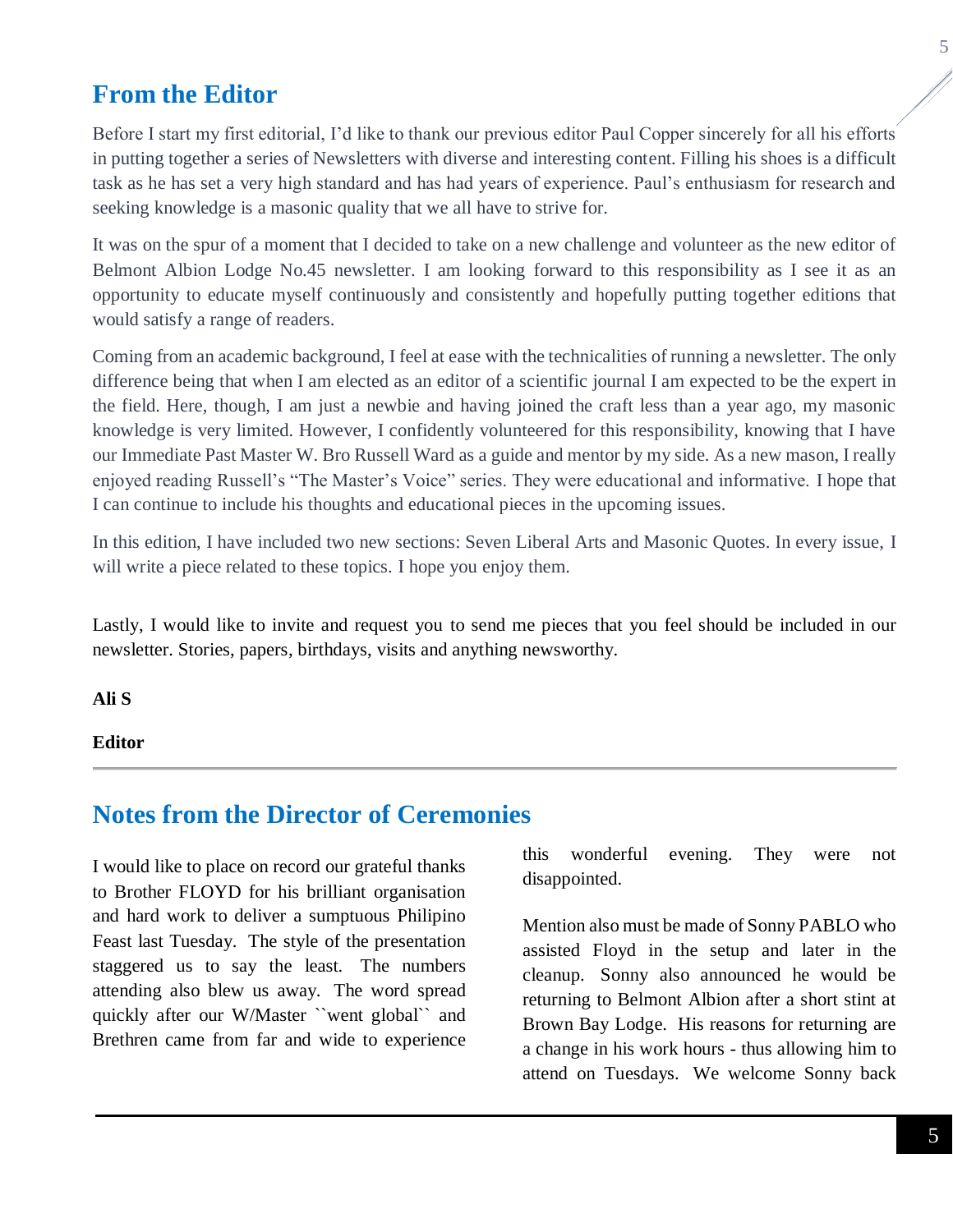## From the Editor

Before I start my first editorial, I'd like to thank our previous editor Paul Copper sincerely for all his efforts in putting together a series of Newsletters with diverse and interesting content. Filling his shoes is a difficult task as he has set a very high standard and has had years of experience. Paul's enthusiasm for research and seeking knowledge is a masonic quality that we all have to strive for.

It was on the spur of a moment that I decided to take on a new challenge and volunteer as the new editor of Belmont Albion Lodge No.45 newsletter. I am looking forward to this responsibility as I see it as an opportunity to educate myself continuously and consistently and hopefully putting together editions that would satisfy a range of readers.

Coming from an academic background, I feel at ease with the technicalities of running a newsletter. The only difference being that when I am elected as an editor of a scientific journal I am expected to be the expert in the field. Here, though, I am just a newbie and having joined the craft less than a year ago, my masonic knowledge is very limited. However, I confidently volunteered for this responsibility, knowing that I have our Immediate Past Master W. Bro Russell Ward as a guide and mentor by my side. As a new mason, I really enjoyed reading Russell's "The Master's Voice" series. They were educational and informative. I hope that I can continue to include his thoughts and educational pieces in the upcoming issues.

In this edition, I have included two new sections: Seven Liberal Arts and Masonic Quotes. In every issue, I will write a piece related to these topics. I hope you enjoy them.

Lastly, I would like to invite and request you to send me pieces that you feel should be included in our newsletter. Stories, papers, birthdays, visits and anything newsworthy.

**Ali S**

**Editor**

---

## Notes from the Director of Ceremonies

I would like to place on record our grateful thanks to Brother FLOYD for his brilliant organisation and hard work to deliver a sumptuous Philipino Feast last Tuesday. The style of the presentation staggered us to say the least. The numbers attending also blew us away. The word spread quickly after our W/Master ``went global`` and Brethren came from far and wide to experience this wonderful evening. They were not disappointed.

Mention also must be made of Sonny PABLO who assisted Floyd in the setup and later in the cleanup. Sonny also announced he would be returning to Belmont Albion after a short stint at Brown Bay Lodge. His reasons for returning are a change in his work hours - thus allowing him to attend on Tuesdays. We welcome Sonny back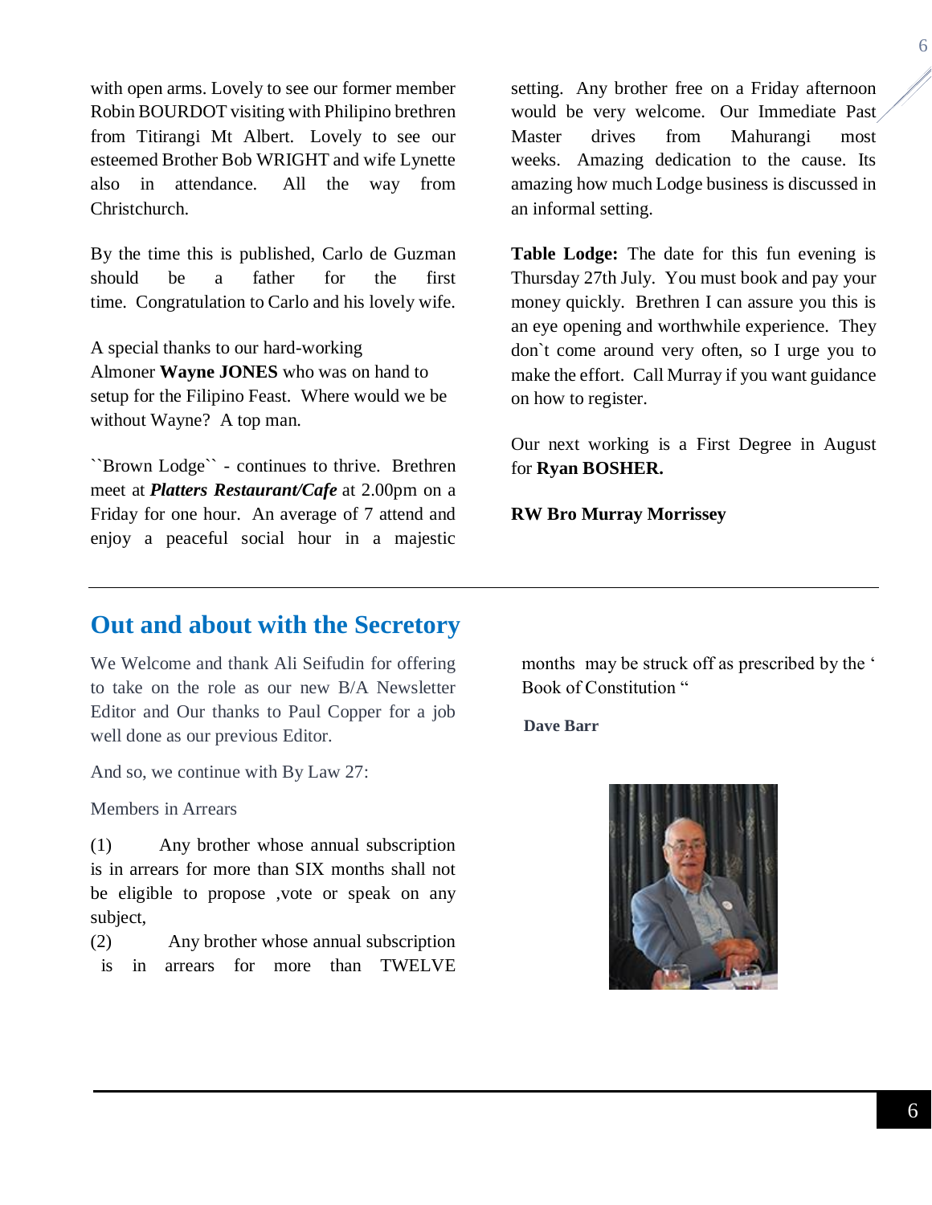with open arms. Lovely to see our former member Robin BOURDOT visiting with Philipino brethren from Titirangi Mt Albert. Lovely to see our esteemed Brother Bob WRIGHT and wife Lynette also in attendance. All the way from Christchurch.

By the time this is published, Carlo de Guzman should be a father for the first time. Congratulation to Carlo and his lovely wife.

A special thanks to our hard-working Almoner **Wayne JONES** who was on hand to setup for the Filipino Feast. Where would we be without Wayne? A top man.

``Brown Lodge`` - continues to thrive. Brethren meet at ***Platters Restaurant/Cafe*** at 2.00pm on a Friday for one hour. An average of 7 attend and enjoy a peaceful social hour in a majestic setting. Any brother free on a Friday afternoon would be very welcome. Our Immediate Past Master drives from Mahurangi most weeks. Amazing dedication to the cause. Its amazing how much Lodge business is discussed in an informal setting.

**Table Lodge:** The date for this fun evening is Thursday 27th July. You must book and pay your money quickly. Brethren I can assure you this is an eye opening and worthwhile experience. They don`t come around very often, so I urge you to make the effort. Call Murray if you want guidance on how to register.

Our next working is a First Degree in August for **Ryan BOSHER.**

**RW Bro Murray Morrissey**

---

## Out and about with the Secretory

We Welcome and thank Ali Seifudin for offering to take on the role as our new B/A Newsletter Editor and Our thanks to Paul Copper for a job well done as our previous Editor.

And so, we continue with By Law 27:

Members in Arrears

(1) Any brother whose annual subscription is in arrears for more than SIX months shall not be eligible to propose ,vote or speak on any subject,

(2) Any brother whose annual subscription is in arrears for more than TWELVE months may be struck off as prescribed by the ' Book of Constitution "

**Dave Barr**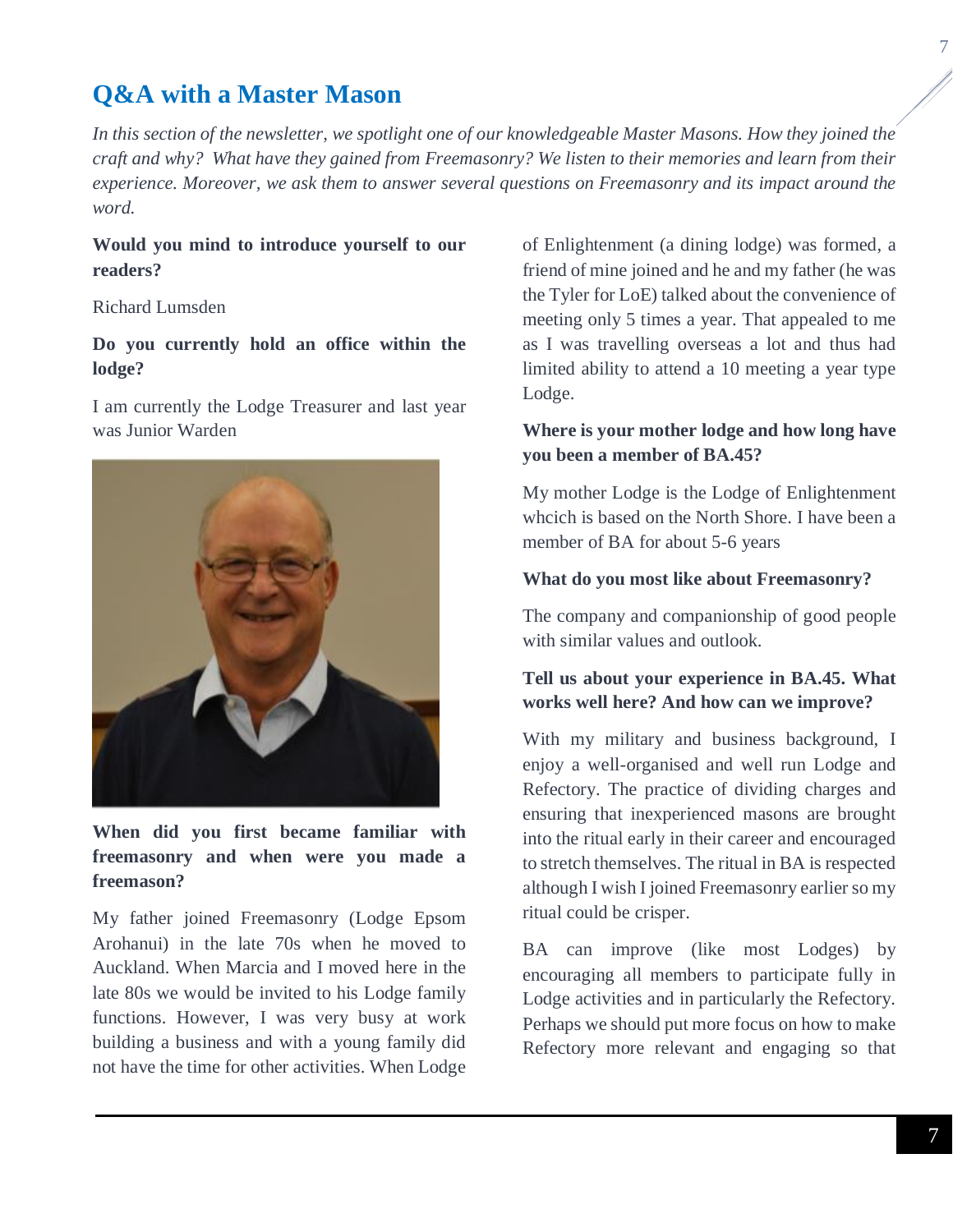## Q&A with a Master Mason

*In this section of the newsletter, we spotlight one of our knowledgeable Master Masons. How they joined the craft and why? What have they gained from Freemasonry? We listen to their memories and learn from their experience. Moreover, we ask them to answer several questions on Freemasonry and its impact around the word.*

**Would you mind to introduce yourself to our readers?**

Richard Lumsden

**Do you currently hold an office within the lodge?**

I am currently the Lodge Treasurer and last year was Junior Warden

**When did you first became familiar with freemasonry and when were you made a freemason?**

My father joined Freemasonry (Lodge Epsom Arohanui) in the late 70s when he moved to Auckland. When Marcia and I moved here in the late 80s we would be invited to his Lodge family functions. However, I was very busy at work building a business and with a young family did not have the time for other activities. When Lodge of Enlightenment (a dining lodge) was formed, a friend of mine joined and he and my father (he was the Tyler for LoE) talked about the convenience of meeting only 5 times a year. That appealed to me as I was travelling overseas a lot and thus had limited ability to attend a 10 meeting a year type Lodge.

**Where is your mother lodge and how long have you been a member of BA.45?**

My mother Lodge is the Lodge of Enlightenment whcich is based on the North Shore. I have been a member of BA for about 5-6 years

**What do you most like about Freemasonry?**

The company and companionship of good people with similar values and outlook.

**Tell us about your experience in BA.45. What works well here? And how can we improve?**

With my military and business background, I enjoy a well-organised and well run Lodge and Refectory. The practice of dividing charges and ensuring that inexperienced masons are brought into the ritual early in their career and encouraged to stretch themselves. The ritual in BA is respected although I wish I joined Freemasonry earlier so my ritual could be crisper.

BA can improve (like most Lodges) by encouraging all members to participate fully in Lodge activities and in particularly the Refectory. Perhaps we should put more focus on how to make Refectory more relevant and engaging so that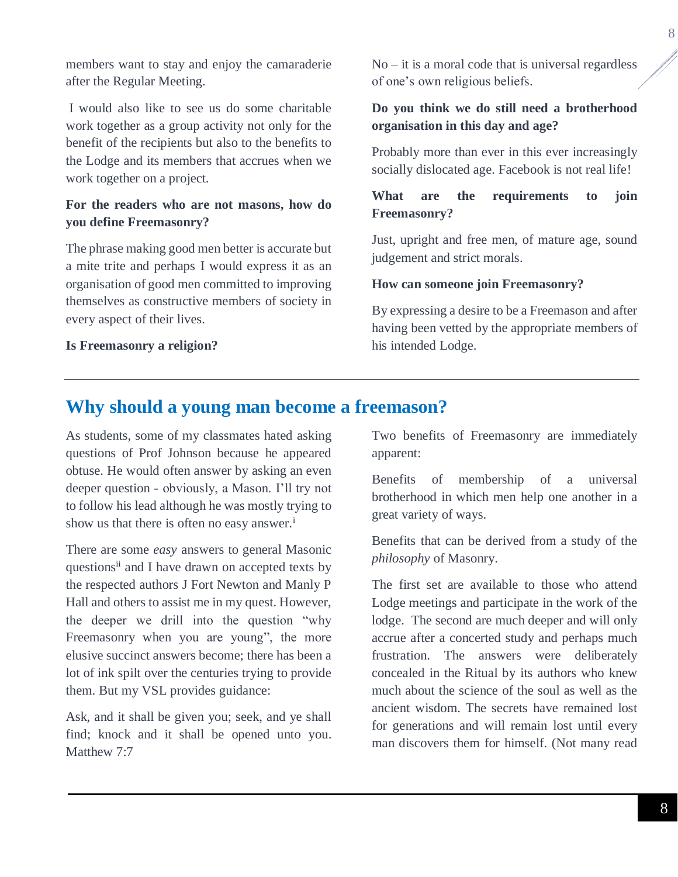members want to stay and enjoy the camaraderie after the Regular Meeting.

I would also like to see us do some charitable work together as a group activity not only for the benefit of the recipients but also to the benefits to the Lodge and its members that accrues when we work together on a project.

**For the readers who are not masons, how do you define Freemasonry?**

The phrase making good men better is accurate but a mite trite and perhaps I would express it as an organisation of good men committed to improving themselves as constructive members of society in every aspect of their lives.

**Is Freemasonry a religion?**

No – it is a moral code that is universal regardless of one's own religious beliefs.

**Do you think we do still need a brotherhood organisation in this day and age?**

Probably more than ever in this ever increasingly socially dislocated age. Facebook is not real life!

**What are the requirements to join Freemasonry?**

Just, upright and free men, of mature age, sound judgement and strict morals.

**How can someone join Freemasonry?**

By expressing a desire to be a Freemason and after having been vetted by the appropriate members of his intended Lodge.

---

## Why should a young man become a freemason?

As students, some of my classmates hated asking questions of Prof Johnson because he appeared obtuse. He would often answer by asking an even deeper question - obviously, a Mason. I'll try not to follow his lead although he was mostly trying to show us that there is often no easy answer.[i]

There are some *easy* answers to general Masonic questions[ii] and I have drawn on accepted texts by the respected authors J Fort Newton and Manly P Hall and others to assist me in my quest. However, the deeper we drill into the question "why Freemasonry when you are young", the more elusive succinct answers become; there has been a lot of ink spilt over the centuries trying to provide them. But my VSL provides guidance:

Ask, and it shall be given you; seek, and ye shall find; knock and it shall be opened unto you. Matthew 7:7

Two benefits of Freemasonry are immediately apparent:

Benefits of membership of a universal brotherhood in which men help one another in a great variety of ways.

Benefits that can be derived from a study of the *philosophy* of Masonry.

The first set are available to those who attend Lodge meetings and participate in the work of the lodge. The second are much deeper and will only accrue after a concerted study and perhaps much frustration. The answers were deliberately concealed in the Ritual by its authors who knew much about the science of the soul as well as the ancient wisdom. The secrets have remained lost for generations and will remain lost until every man discovers them for himself. (Not many read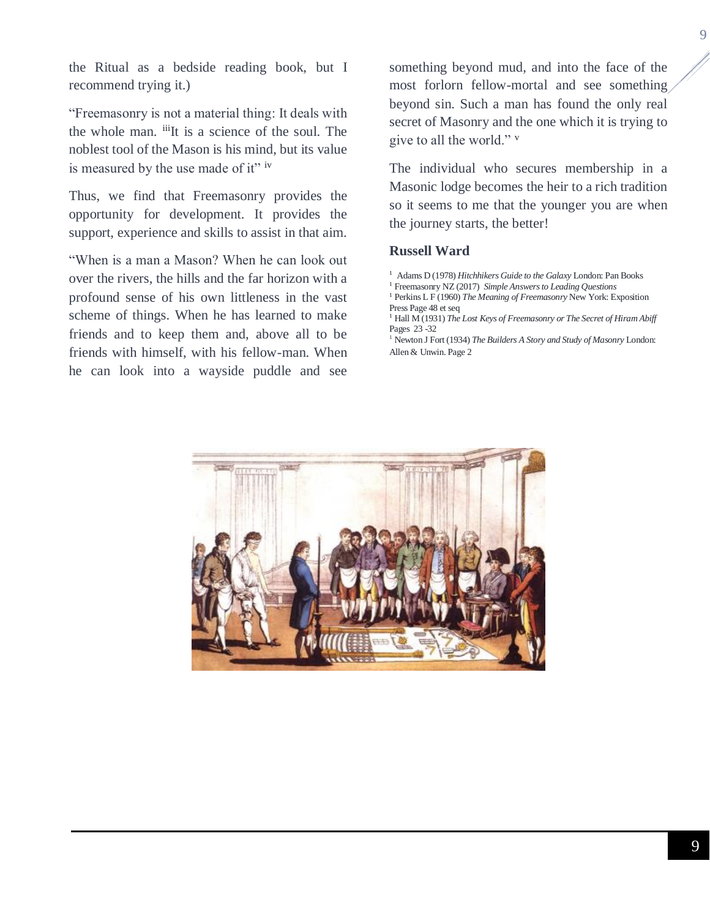the Ritual as a bedside reading book, but I recommend trying it.)

"Freemasonry is not a material thing: It deals with the whole man. [iii]It is a science of the soul. The noblest tool of the Mason is his mind, but its value is measured by the use made of it" [iv]

Thus, we find that Freemasonry provides the opportunity for development. It provides the support, experience and skills to assist in that aim.

"When is a man a Mason? When he can look out over the rivers, the hills and the far horizon with a profound sense of his own littleness in the vast scheme of things. When he has learned to make friends and to keep them and, above all to be friends with himself, with his fellow-man. When he can look into a wayside puddle and see something beyond mud, and into the face of the most forlorn fellow-mortal and see something beyond sin. Such a man has found the only real secret of Masonry and the one which it is trying to give to all the world." [v]

The individual who secures membership in a Masonic lodge becomes the heir to a rich tradition so it seems to me that the younger you are when the journey starts, the better!

**Russell Ward**

[1] Adams D (1978) *Hitchhikers Guide to the Galaxy* London: Pan Books
[1] Freemasonry NZ (2017) *Simple Answers to Leading Questions*
[1] Perkins L F (1960) *The Meaning of Freemasonry* New York: Exposition Press Page 48 et seq
[1] Hall M (1931) *The Lost Keys of Freemasonry or The Secret of Hiram Abiff* Pages 23 -32
[1] Newton J Fort (1934) *The Builders A Story and Study of Masonry* London: Allen & Unwin. Page 2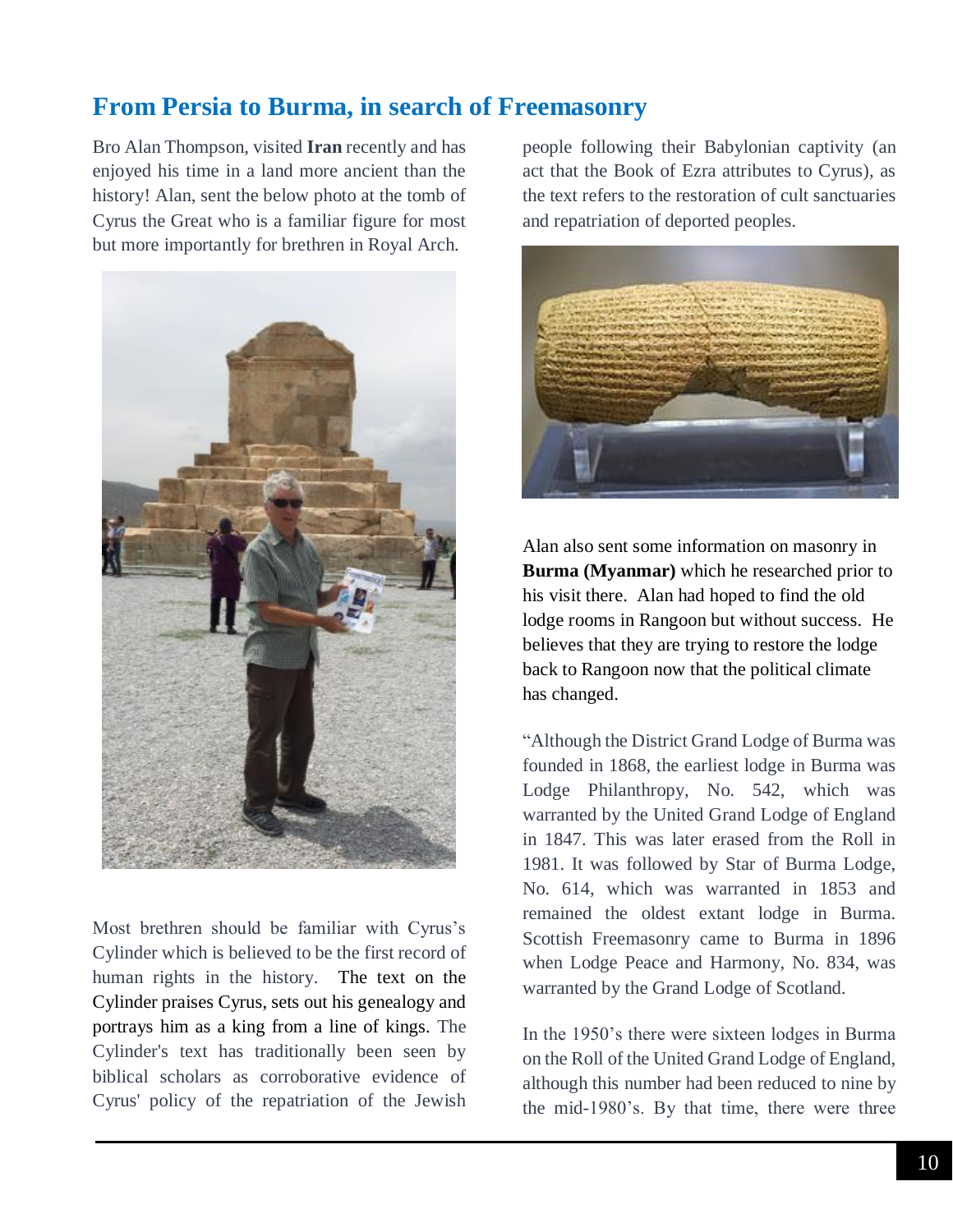## From Persia to Burma, in search of Freemasonry

Bro Alan Thompson, visited **Iran** recently and has enjoyed his time in a land more ancient than the history! Alan, sent the below photo at the tomb of Cyrus the Great who is a familiar figure for most but more importantly for brethren in Royal Arch.

Most brethren should be familiar with Cyrus's Cylinder which is believed to be the first record of human rights in the history. The text on the Cylinder praises Cyrus, sets out his genealogy and portrays him as a king from a line of kings. The Cylinder's text has traditionally been seen by biblical scholars as corroborative evidence of Cyrus' policy of the repatriation of the Jewish people following their Babylonian captivity (an act that the Book of Ezra attributes to Cyrus), as the text refers to the restoration of cult sanctuaries and repatriation of deported peoples.

Alan also sent some information on masonry in **Burma (Myanmar)** which he researched prior to his visit there. Alan had hoped to find the old lodge rooms in Rangoon but without success. He believes that they are trying to restore the lodge back to Rangoon now that the political climate has changed.

"Although the District Grand Lodge of Burma was founded in 1868, the earliest lodge in Burma was Lodge Philanthropy, No. 542, which was warranted by the United Grand Lodge of England in 1847. This was later erased from the Roll in 1981. It was followed by Star of Burma Lodge, No. 614, which was warranted in 1853 and remained the oldest extant lodge in Burma. Scottish Freemasonry came to Burma in 1896 when Lodge Peace and Harmony, No. 834, was warranted by the Grand Lodge of Scotland.

In the 1950's there were sixteen lodges in Burma on the Roll of the United Grand Lodge of England, although this number had been reduced to nine by the mid-1980's. By that time, there were three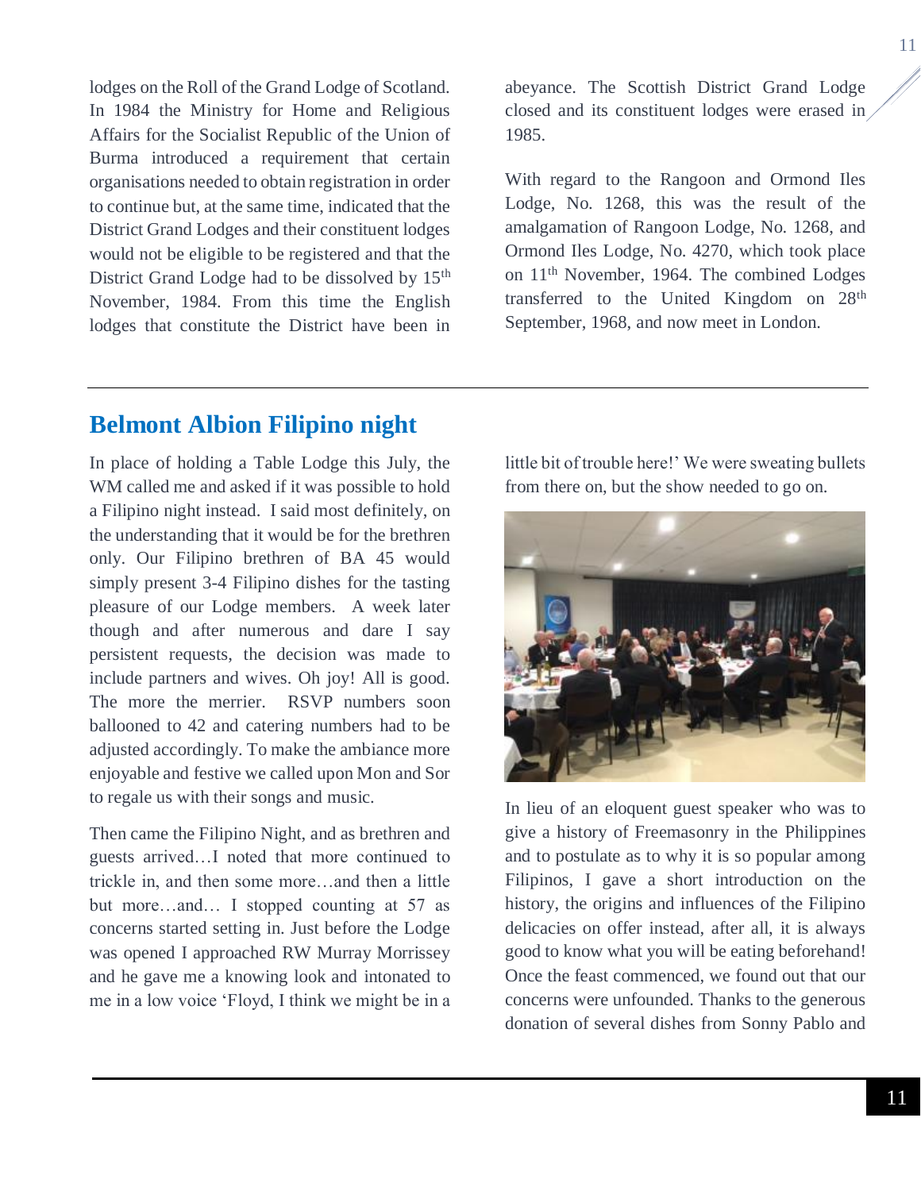lodges on the Roll of the Grand Lodge of Scotland. In 1984 the Ministry for Home and Religious Affairs for the Socialist Republic of the Union of Burma introduced a requirement that certain organisations needed to obtain registration in order to continue but, at the same time, indicated that the District Grand Lodges and their constituent lodges would not be eligible to be registered and that the District Grand Lodge had to be dissolved by 15th November, 1984. From this time the English lodges that constitute the District have been in abeyance. The Scottish District Grand Lodge closed and its constituent lodges were erased in 1985.

With regard to the Rangoon and Ormond Iles Lodge, No. 1268, this was the result of the amalgamation of Rangoon Lodge, No. 1268, and Ormond Iles Lodge, No. 4270, which took place on 11th November, 1964. The combined Lodges transferred to the United Kingdom on 28th September, 1968, and now meet in London.

## Belmont Albion Filipino night

In place of holding a Table Lodge this July, the WM called me and asked if it was possible to hold a Filipino night instead. I said most definitely, on the understanding that it would be for the brethren only. Our Filipino brethren of BA 45 would simply present 3-4 Filipino dishes for the tasting pleasure of our Lodge members. A week later though and after numerous and dare I say persistent requests, the decision was made to include partners and wives. Oh joy! All is good. The more the merrier. RSVP numbers soon ballooned to 42 and catering numbers had to be adjusted accordingly. To make the ambiance more enjoyable and festive we called upon Mon and Sor to regale us with their songs and music.

Then came the Filipino Night, and as brethren and guests arrived…I noted that more continued to trickle in, and then some more…and then a little but more…and… I stopped counting at 57 as concerns started setting in. Just before the Lodge was opened I approached RW Murray Morrissey and he gave me a knowing look and intonated to me in a low voice 'Floyd, I think we might be in a little bit of trouble here!' We were sweating bullets from there on, but the show needed to go on.

In lieu of an eloquent guest speaker who was to give a history of Freemasonry in the Philippines and to postulate as to why it is so popular among Filipinos, I gave a short introduction on the history, the origins and influences of the Filipino delicacies on offer instead, after all, it is always good to know what you will be eating beforehand! Once the feast commenced, we found out that our concerns were unfounded. Thanks to the generous donation of several dishes from Sonny Pablo and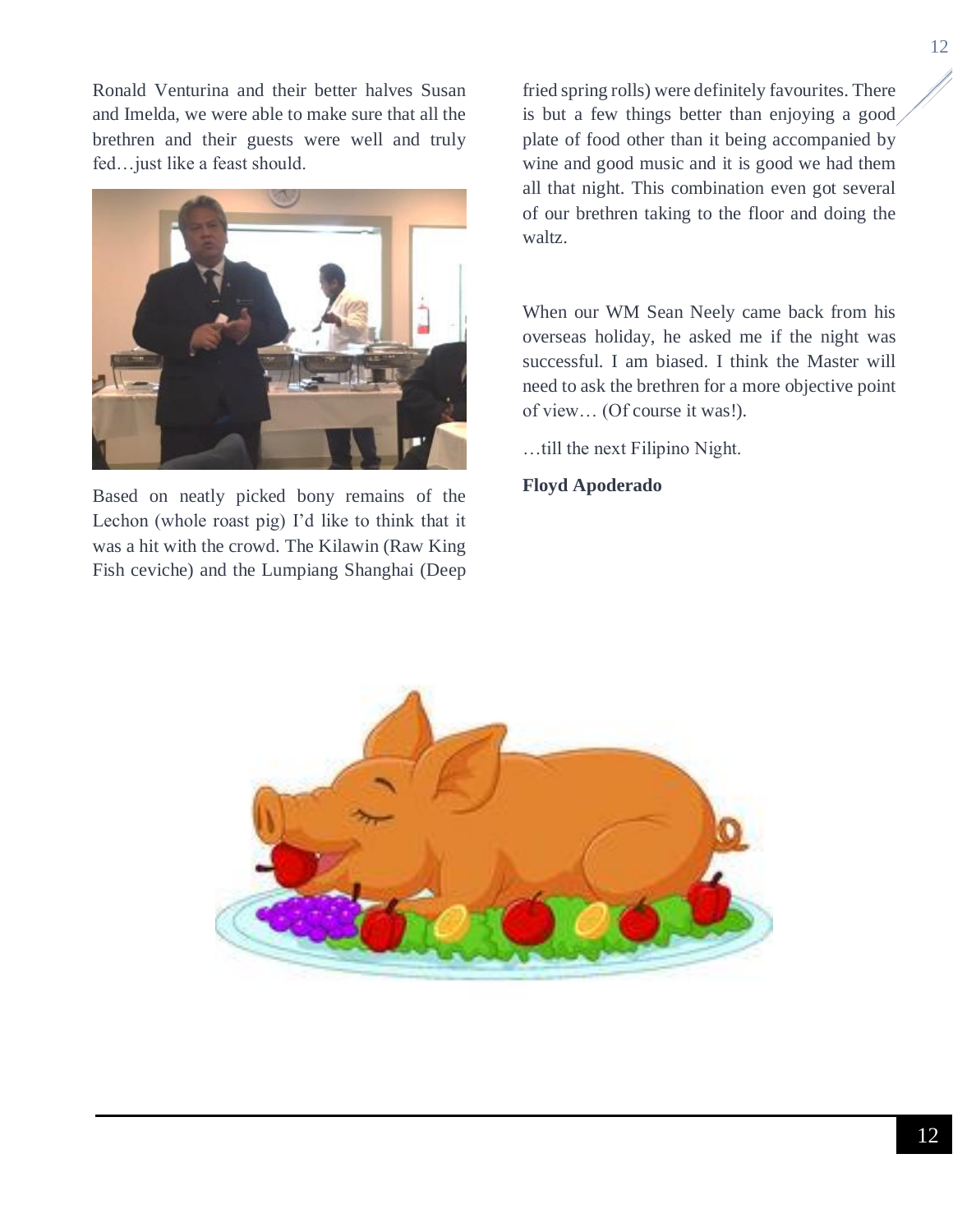Ronald Venturina and their better halves Susan and Imelda, we were able to make sure that all the brethren and their guests were well and truly fed…just like a feast should.

Based on neatly picked bony remains of the Lechon (whole roast pig) I'd like to think that it was a hit with the crowd. The Kilawin (Raw King Fish ceviche) and the Lumpiang Shanghai (Deep fried spring rolls) were definitely favourites. There is but a few things better than enjoying a good plate of food other than it being accompanied by wine and good music and it is good we had them all that night. This combination even got several of our brethren taking to the floor and doing the waltz.

When our WM Sean Neely came back from his overseas holiday, he asked me if the night was successful. I am biased. I think the Master will need to ask the brethren for a more objective point of view… (Of course it was!).

…till the next Filipino Night.

**Floyd Apoderado**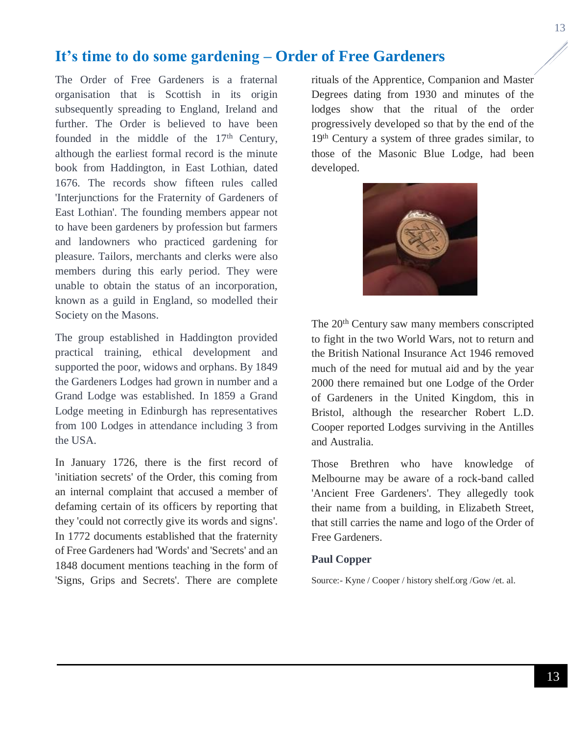## It's time to do some gardening – Order of Free Gardeners

The Order of Free Gardeners is a fraternal organisation that is Scottish in its origin subsequently spreading to England, Ireland and further. The Order is believed to have been founded in the middle of the 17th Century, although the earliest formal record is the minute book from Haddington, in East Lothian, dated 1676. The records show fifteen rules called 'Interjunctions for the Fraternity of Gardeners of East Lothian'. The founding members appear not to have been gardeners by profession but farmers and landowners who practiced gardening for pleasure. Tailors, merchants and clerks were also members during this early period. They were unable to obtain the status of an incorporation, known as a guild in England, so modelled their Society on the Masons.

The group established in Haddington provided practical training, ethical development and supported the poor, widows and orphans. By 1849 the Gardeners Lodges had grown in number and a Grand Lodge was established. In 1859 a Grand Lodge meeting in Edinburgh has representatives from 100 Lodges in attendance including 3 from the USA.

In January 1726, there is the first record of 'initiation secrets' of the Order, this coming from an internal complaint that accused a member of defaming certain of its officers by reporting that they 'could not correctly give its words and signs'. In 1772 documents established that the fraternity of Free Gardeners had 'Words' and 'Secrets' and an 1848 document mentions teaching in the form of 'Signs, Grips and Secrets'. There are complete rituals of the Apprentice, Companion and Master Degrees dating from 1930 and minutes of the lodges show that the ritual of the order progressively developed so that by the end of the 19th Century a system of three grades similar, to those of the Masonic Blue Lodge, had been developed.

The 20th Century saw many members conscripted to fight in the two World Wars, not to return and the British National Insurance Act 1946 removed much of the need for mutual aid and by the year 2000 there remained but one Lodge of the Order of Gardeners in the United Kingdom, this in Bristol, although the researcher Robert L.D. Cooper reported Lodges surviving in the Antilles and Australia.

Those Brethren who have knowledge of Melbourne may be aware of a rock-band called 'Ancient Free Gardeners'. They allegedly took their name from a building, in Elizabeth Street, that still carries the name and logo of the Order of Free Gardeners.

**Paul Copper**

Source:- Kyne / Cooper / history shelf.org /Gow /et. al.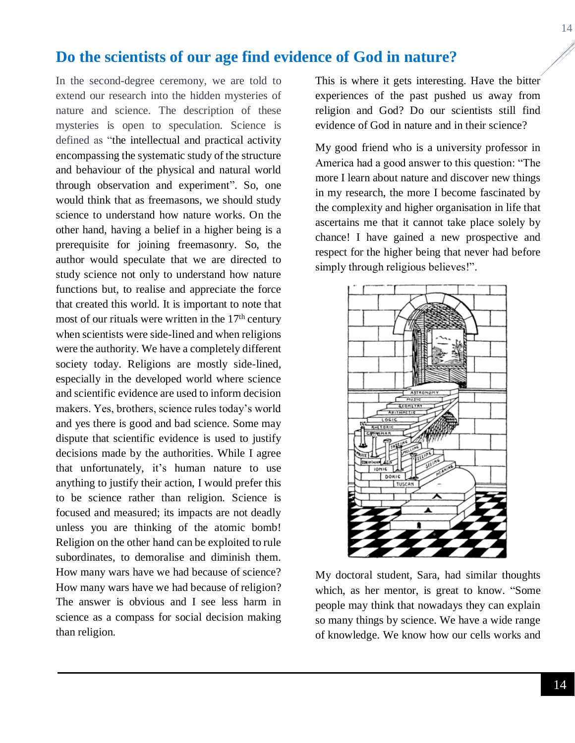## Do the scientists of our age find evidence of God in nature?

In the second-degree ceremony, we are told to extend our research into the hidden mysteries of nature and science. The description of these mysteries is open to speculation. Science is defined as "the intellectual and practical activity encompassing the systematic study of the structure and behaviour of the physical and natural world through observation and experiment". So, one would think that as freemasons, we should study science to understand how nature works. On the other hand, having a belief in a higher being is a prerequisite for joining freemasonry. So, the author would speculate that we are directed to study science not only to understand how nature functions but, to realise and appreciate the force that created this world. It is important to note that most of our rituals were written in the 17th century when scientists were side-lined and when religions were the authority. We have a completely different society today. Religions are mostly side-lined, especially in the developed world where science and scientific evidence are used to inform decision makers. Yes, brothers, science rules today's world and yes there is good and bad science. Some may dispute that scientific evidence is used to justify decisions made by the authorities. While I agree that unfortunately, it's human nature to use anything to justify their action, I would prefer this to be science rather than religion. Science is focused and measured; its impacts are not deadly unless you are thinking of the atomic bomb! Religion on the other hand can be exploited to rule subordinates, to demoralise and diminish them. How many wars have we had because of science? How many wars have we had because of religion? The answer is obvious and I see less harm in science as a compass for social decision making than religion.

This is where it gets interesting. Have the bitter experiences of the past pushed us away from religion and God? Do our scientists still find evidence of God in nature and in their science?

My good friend who is a university professor in America had a good answer to this question: "The more I learn about nature and discover new things in my research, the more I become fascinated by the complexity and higher organisation in life that ascertains me that it cannot take place solely by chance! I have gained a new prospective and respect for the higher being that never had before simply through religious believes!".

My doctoral student, Sara, had similar thoughts which, as her mentor, is great to know. "Some people may think that nowadays they can explain so many things by science. We have a wide range of knowledge. We know how our cells works and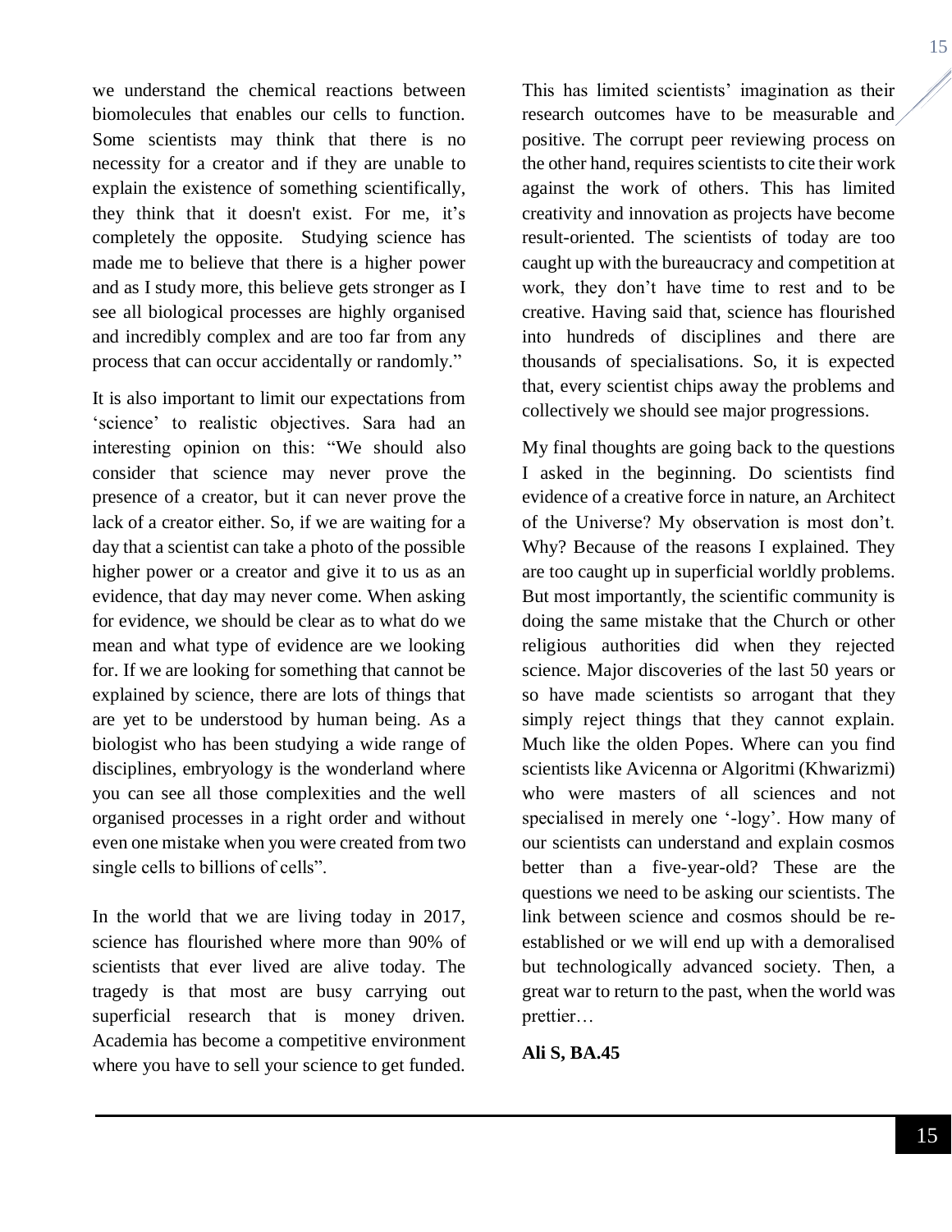we understand the chemical reactions between biomolecules that enables our cells to function. Some scientists may think that there is no necessity for a creator and if they are unable to explain the existence of something scientifically, they think that it doesn't exist. For me, it's completely the opposite. Studying science has made me to believe that there is a higher power and as I study more, this believe gets stronger as I see all biological processes are highly organised and incredibly complex and are too far from any process that can occur accidentally or randomly."

It is also important to limit our expectations from 'science' to realistic objectives. Sara had an interesting opinion on this: "We should also consider that science may never prove the presence of a creator, but it can never prove the lack of a creator either. So, if we are waiting for a day that a scientist can take a photo of the possible higher power or a creator and give it to us as an evidence, that day may never come. When asking for evidence, we should be clear as to what do we mean and what type of evidence are we looking for. If we are looking for something that cannot be explained by science, there are lots of things that are yet to be understood by human being. As a biologist who has been studying a wide range of disciplines, embryology is the wonderland where you can see all those complexities and the well organised processes in a right order and without even one mistake when you were created from two single cells to billions of cells".

In the world that we are living today in 2017, science has flourished where more than 90% of scientists that ever lived are alive today. The tragedy is that most are busy carrying out superficial research that is money driven. Academia has become a competitive environment where you have to sell your science to get funded. This has limited scientists' imagination as their research outcomes have to be measurable and positive. The corrupt peer reviewing process on the other hand, requires scientists to cite their work against the work of others. This has limited creativity and innovation as projects have become result-oriented. The scientists of today are too caught up with the bureaucracy and competition at work, they don't have time to rest and to be creative. Having said that, science has flourished into hundreds of disciplines and there are thousands of specialisations. So, it is expected that, every scientist chips away the problems and collectively we should see major progressions.

My final thoughts are going back to the questions I asked in the beginning. Do scientists find evidence of a creative force in nature, an Architect of the Universe? My observation is most don't. Why? Because of the reasons I explained. They are too caught up in superficial worldly problems. But most importantly, the scientific community is doing the same mistake that the Church or other religious authorities did when they rejected science. Major discoveries of the last 50 years or so have made scientists so arrogant that they simply reject things that they cannot explain. Much like the olden Popes. Where can you find scientists like Avicenna or Algoritmi (Khwarizmi) who were masters of all sciences and not specialised in merely one '-logy'. How many of our scientists can understand and explain cosmos better than a five-year-old? These are the questions we need to be asking our scientists. The link between science and cosmos should be re-established or we will end up with a demoralised but technologically advanced society. Then, a great war to return to the past, when the world was prettier…

**Ali S, BA.45**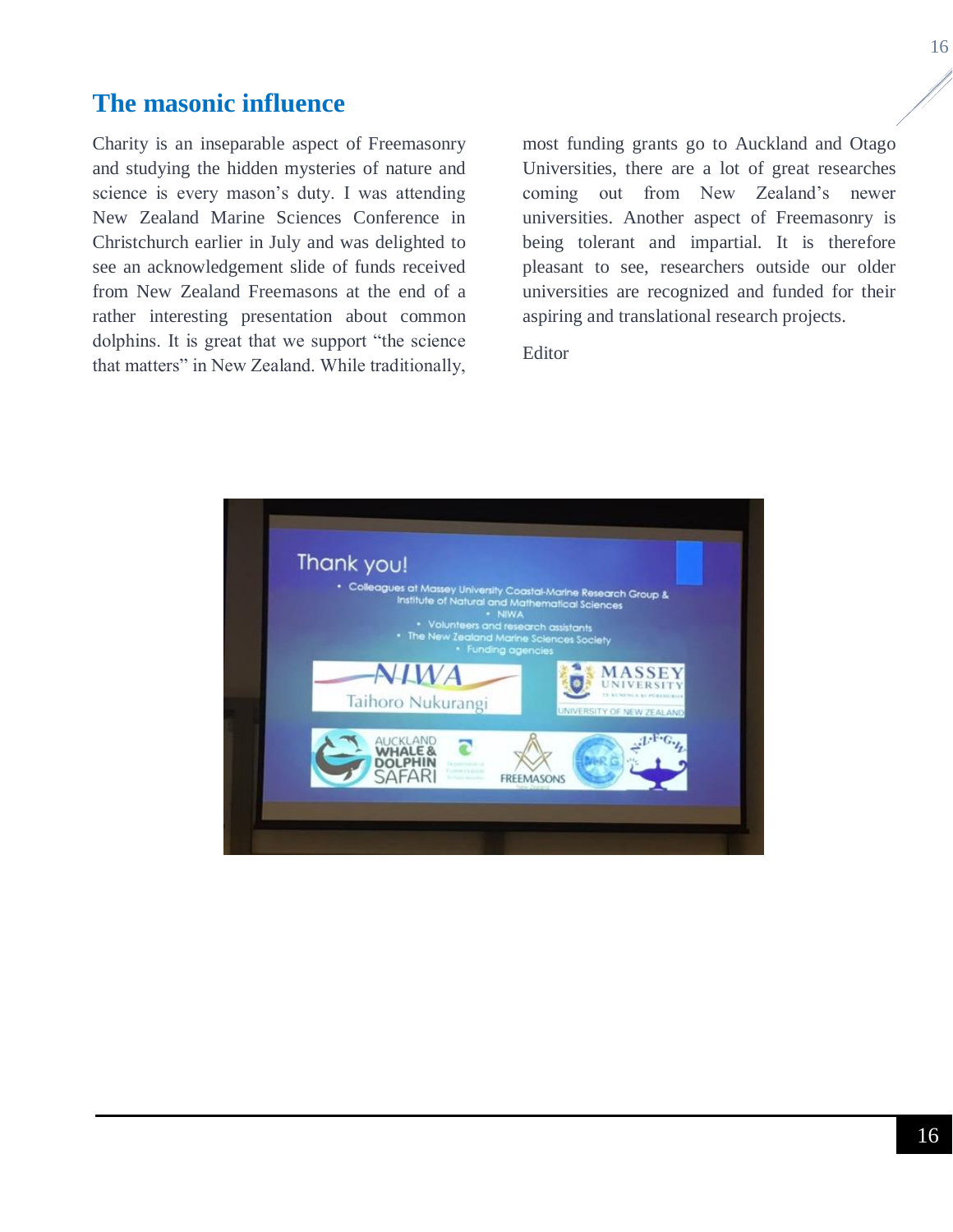## The masonic influence

Charity is an inseparable aspect of Freemasonry and studying the hidden mysteries of nature and science is every mason's duty. I was attending New Zealand Marine Sciences Conference in Christchurch earlier in July and was delighted to see an acknowledgement slide of funds received from New Zealand Freemasons at the end of a rather interesting presentation about common dolphins. It is great that we support "the science that matters" in New Zealand. While traditionally, most funding grants go to Auckland and Otago Universities, there are a lot of great researches coming out from New Zealand's newer universities. Another aspect of Freemasonry is being tolerant and impartial. It is therefore pleasant to see, researchers outside our older universities are recognized and funded for their aspiring and translational research projects.

Editor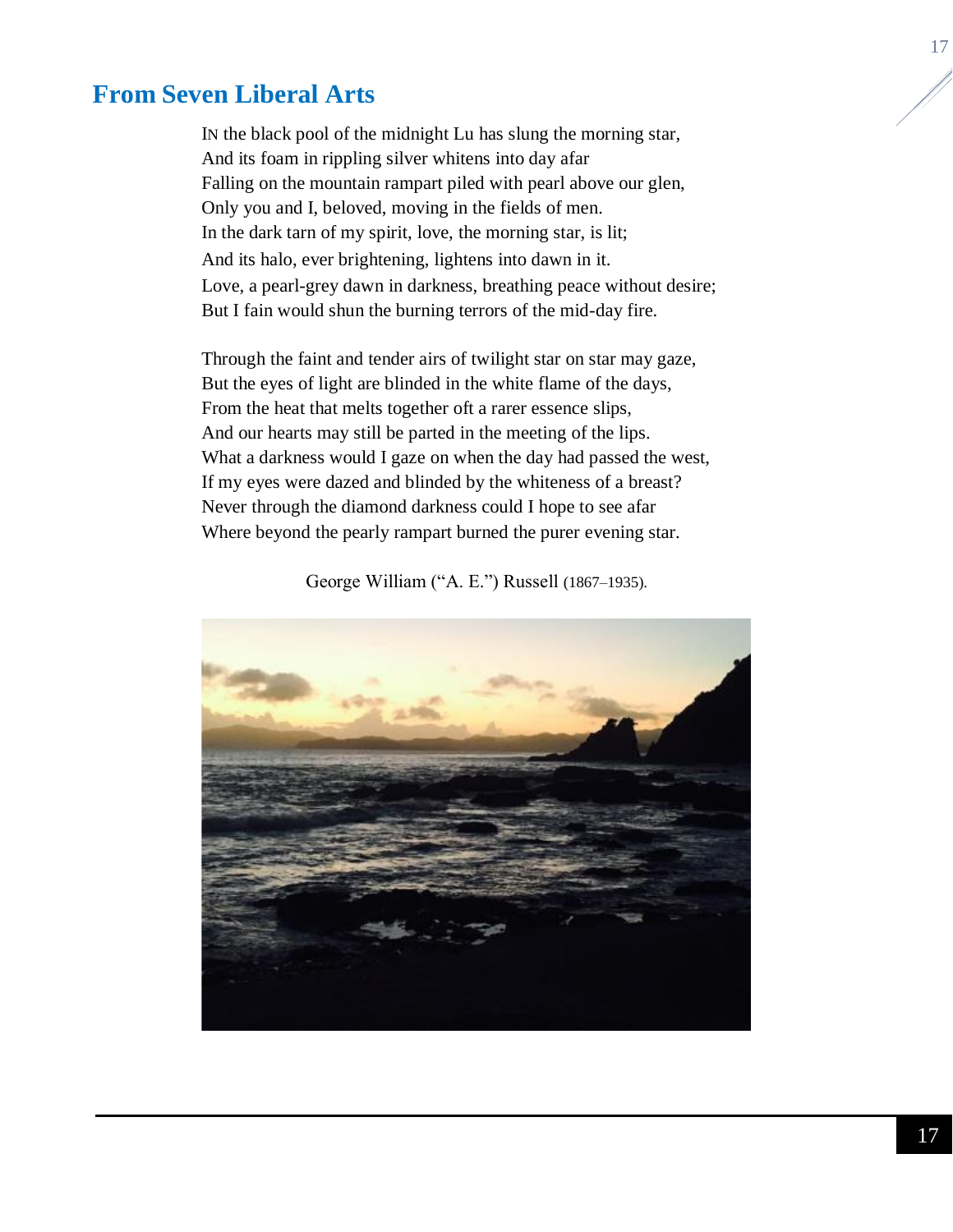## From Seven Liberal Arts

IN the black pool of the midnight Lu has slung the morning star,
And its foam in rippling silver whitens into day afar
Falling on the mountain rampart piled with pearl above our glen,
Only you and I, beloved, moving in the fields of men.
In the dark tarn of my spirit, love, the morning star, is lit;
And its halo, ever brightening, lightens into dawn in it.
Love, a pearl-grey dawn in darkness, breathing peace without desire;
But I fain would shun the burning terrors of the mid-day fire.

Through the faint and tender airs of twilight star on star may gaze,
But the eyes of light are blinded in the white flame of the days,
From the heat that melts together oft a rarer essence slips,
And our hearts may still be parted in the meeting of the lips.
What a darkness would I gaze on when the day had passed the west,
If my eyes were dazed and blinded by the whiteness of a breast?
Never through the diamond darkness could I hope to see afar
Where beyond the pearly rampart burned the purer evening star.

George William ("A. E.") Russell (1867–1935).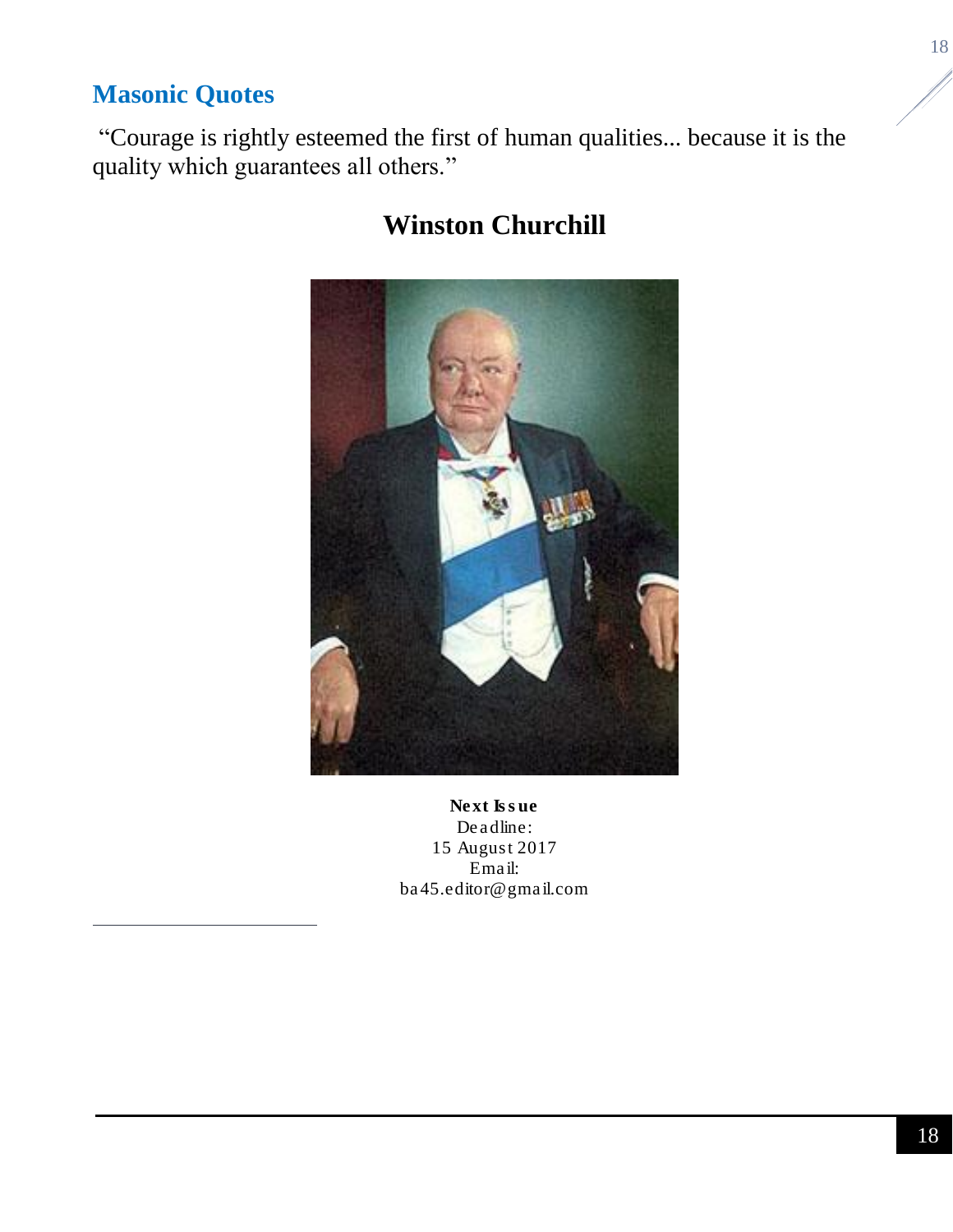## Masonic Quotes

"Courage is rightly esteemed the first of human qualities... because it is the quality which guarantees all others."

**Winston Churchill**

**Next Issue**
Deadline:
15 August 2017
Email:
ba45.editor@gmail.com